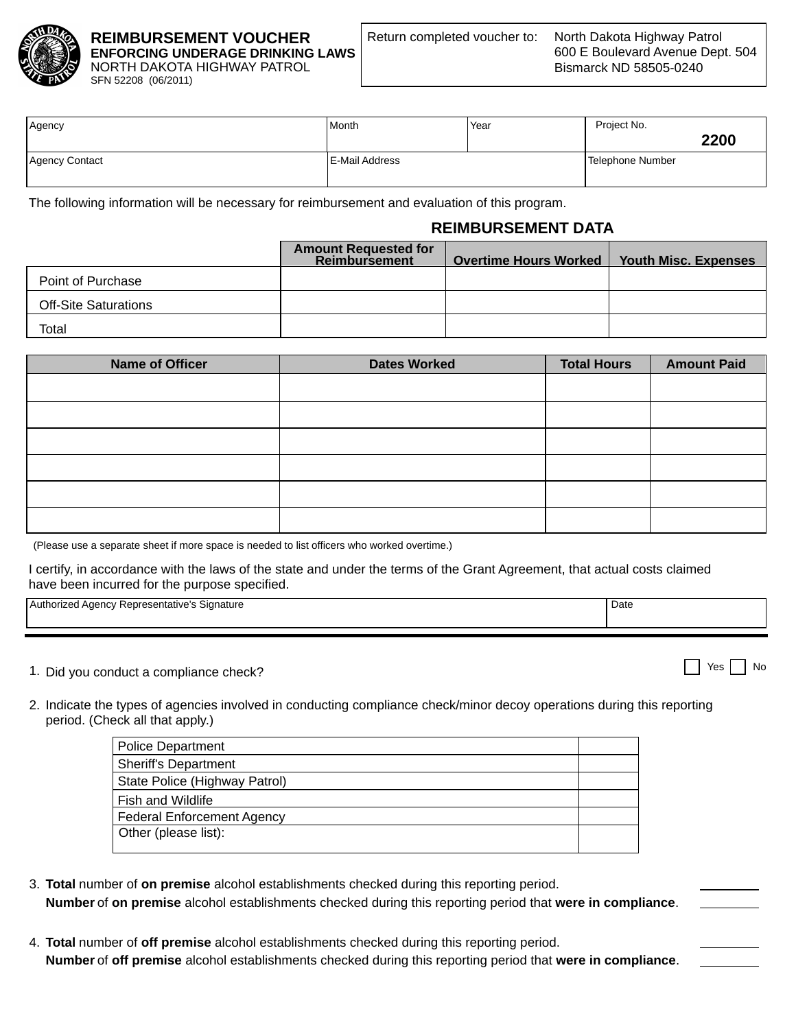# REIMBURSEMENT VOUCHER

**ENFORCING UNDERAGE DRINKING LAWS**

NORTH DAKOTA HIGHWAY PATROL

SFN 52208 (06/2011)

Return completed voucher to: North Dakota Highway Patrol
600 E Boulevard Avenue Dept. 504
Bismarck ND 58505-0240

| | | | |
|---|---|---|---|
| Agency | Month | Year | Project No. **2200** |
| Agency Contact | E-Mail Address | | Telephone Number |

The following information will be necessary for reimbursement and evaluation of this program.

## REIMBURSEMENT DATA

| | Amount Requested for Reimbursement | Overtime Hours Worked | Youth Misc. Expenses |
|---|---|---|---|
| Point of Purchase | | | |
| Off-Site Saturations | | | |
| Total | | | |

| Name of Officer | Dates Worked | Total Hours | Amount Paid |
|---|---|---|---|
| | | | |
| | | | |
| | | | |
| | | | |
| | | | |
| | | | |

(Please use a separate sheet if more space is needed to list officers who worked overtime.)

I certify, in accordance with the laws of the state and under the terms of the Grant Agreement, that actual costs claimed have been incurred for the purpose specified.

| | |
|---|---|
| Authorized Agency Representative's Signature | Date |

1. Did you conduct a compliance check? ☐ Yes ☐ No

2. Indicate the types of agencies involved in conducting compliance check/minor decoy operations during this reporting period. (Check all that apply.)

| | |
|---|---|
| Police Department | |
| Sheriff's Department | |
| State Police (Highway Patrol) | |
| Fish and Wildlife | |
| Federal Enforcement Agency | |
| Other (please list): | |

3. **Total** number of **on premise** alcohol establishments checked during this reporting period. ________
   **Number** of **on premise** alcohol establishments checked during this reporting period that **were in compliance**. ________

4. **Total** number of **off premise** alcohol establishments checked during this reporting period. ________
   **Number** of **off premise** alcohol establishments checked during this reporting period that **were in compliance**. ________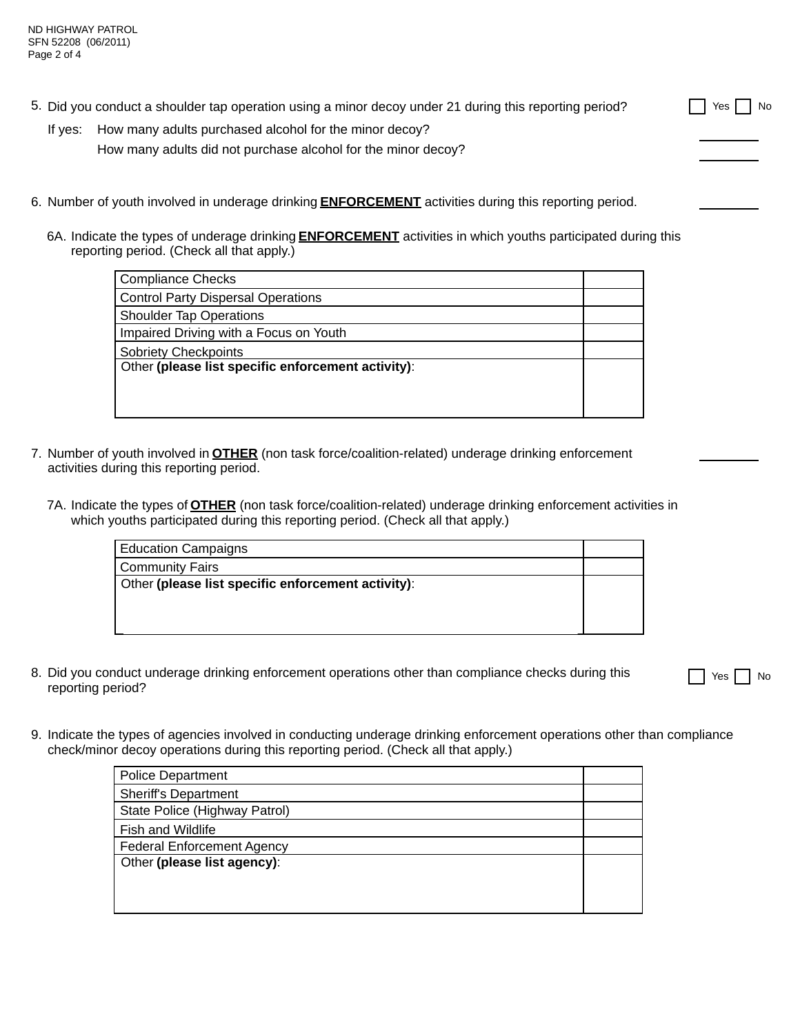5. Did you conduct a shoulder tap operation using a minor decoy under 21 during this reporting period? ☐ Yes ☐ No

If yes: How many adults purchased alcohol for the minor decoy? ________

How many adults did not purchase alcohol for the minor decoy? ________

6. Number of youth involved in underage drinking **ENFORCEMENT** activities during this reporting period. ________

6A. Indicate the types of underage drinking **ENFORCEMENT** activities in which youths participated during this reporting period. (Check all that apply.)

| | |
|---|---|
| Compliance Checks | |
| Control Party Dispersal Operations | |
| Shoulder Tap Operations | |
| Impaired Driving with a Focus on Youth | |
| Sobriety Checkpoints | |
| Other **(please list specific enforcement activity)**: | |

7. Number of youth involved in **OTHER** (non task force/coalition-related) underage drinking enforcement activities during this reporting period. ________

7A. Indicate the types of **OTHER** (non task force/coalition-related) underage drinking enforcement activities in which youths participated during this reporting period. (Check all that apply.)

| | |
|---|---|
| Education Campaigns | |
| Community Fairs | |
| Other **(please list specific enforcement activity)**: | |

8. Did you conduct underage drinking enforcement operations other than compliance checks during this reporting period? ☐ Yes ☐ No

9. Indicate the types of agencies involved in conducting underage drinking enforcement operations other than compliance check/minor decoy operations during this reporting period. (Check all that apply.)

| | |
|---|---|
| Police Department | |
| Sheriff's Department | |
| State Police (Highway Patrol) | |
| Fish and Wildlife | |
| Federal Enforcement Agency | |
| Other **(please list agency)**: | |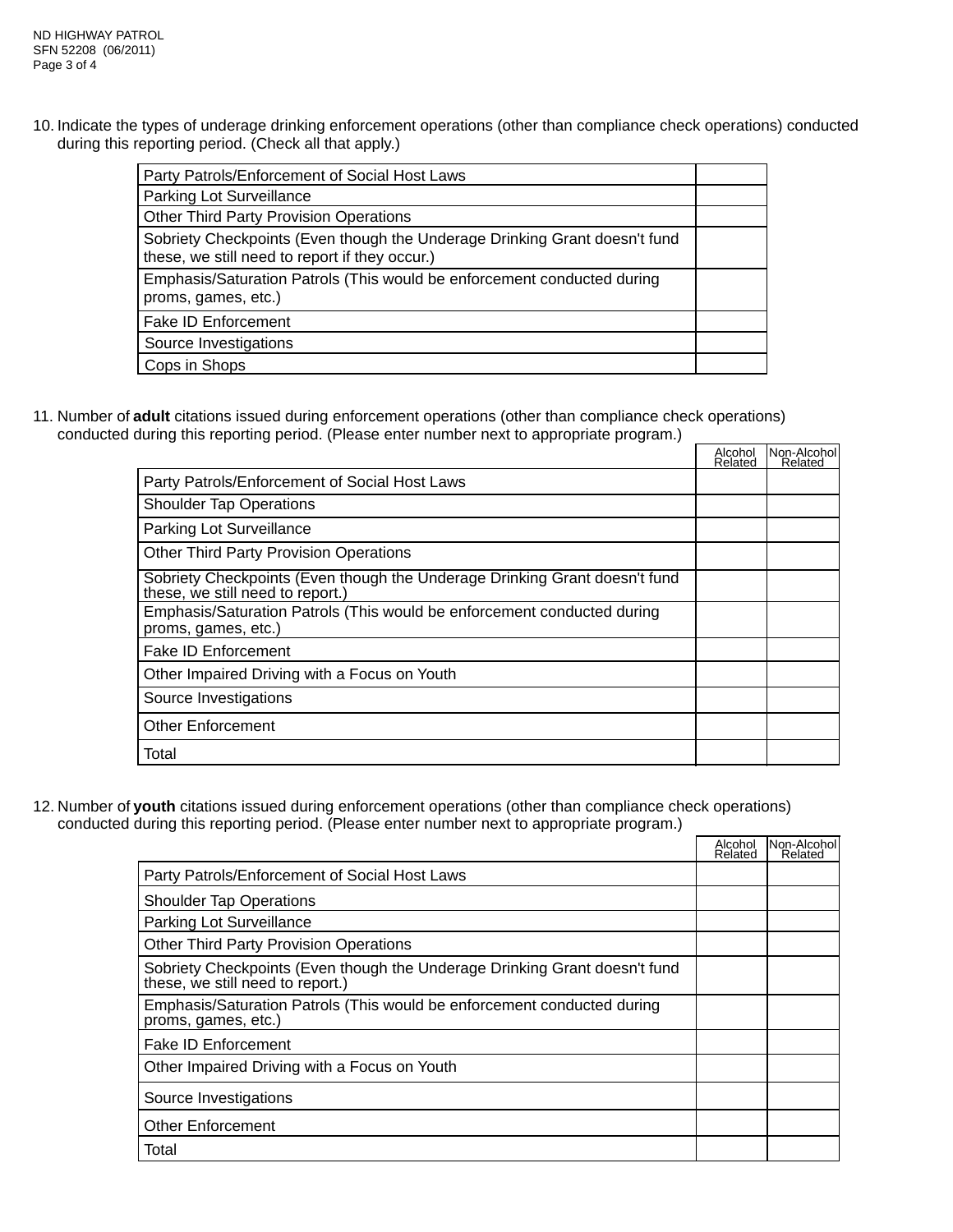10. Indicate the types of underage drinking enforcement operations (other than compliance check operations) conducted during this reporting period. (Check all that apply.)

| | |
|---|---|
| Party Patrols/Enforcement of Social Host Laws | |
| Parking Lot Surveillance | |
| Other Third Party Provision Operations | |
| Sobriety Checkpoints (Even though the Underage Drinking Grant doesn't fund these, we still need to report if they occur.) | |
| Emphasis/Saturation Patrols (This would be enforcement conducted during proms, games, etc.) | |
| Fake ID Enforcement | |
| Source Investigations | |
| Cops in Shops | |

11. Number of **adult** citations issued during enforcement operations (other than compliance check operations) conducted during this reporting period. (Please enter number next to appropriate program.)

| | Alcohol Related | Non-Alcohol Related |
|---|---|---|
| Party Patrols/Enforcement of Social Host Laws | | |
| Shoulder Tap Operations | | |
| Parking Lot Surveillance | | |
| Other Third Party Provision Operations | | |
| Sobriety Checkpoints (Even though the Underage Drinking Grant doesn't fund these, we still need to report.) | | |
| Emphasis/Saturation Patrols (This would be enforcement conducted during proms, games, etc.) | | |
| Fake ID Enforcement | | |
| Other Impaired Driving with a Focus on Youth | | |
| Source Investigations | | |
| Other Enforcement | | |
| Total | | |

12. Number of **youth** citations issued during enforcement operations (other than compliance check operations) conducted during this reporting period. (Please enter number next to appropriate program.)

| | Alcohol Related | Non-Alcohol Related |
|---|---|---|
| Party Patrols/Enforcement of Social Host Laws | | |
| Shoulder Tap Operations | | |
| Parking Lot Surveillance | | |
| Other Third Party Provision Operations | | |
| Sobriety Checkpoints (Even though the Underage Drinking Grant doesn't fund these, we still need to report.) | | |
| Emphasis/Saturation Patrols (This would be enforcement conducted during proms, games, etc.) | | |
| Fake ID Enforcement | | |
| Other Impaired Driving with a Focus on Youth | | |
| Source Investigations | | |
| Other Enforcement | | |
| Total | | |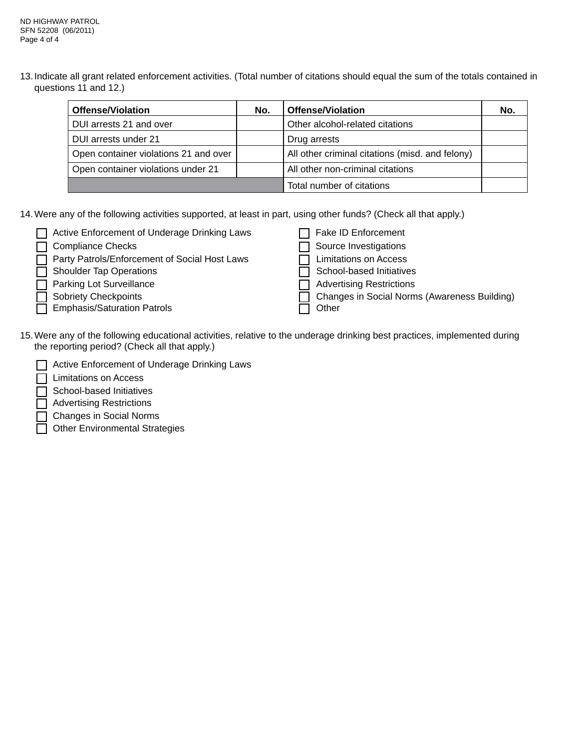13. Indicate all grant related enforcement activities. (Total number of citations should equal the sum of the totals contained in questions 11 and 12.)

| Offense/Violation | No. | Offense/Violation | No. |
|---|---|---|---|
| DUI arrests 21 and over | | Other alcohol-related citations | |
| DUI arrests under 21 | | Drug arrests | |
| Open container violations 21 and over | | All other criminal citations (misd. and felony) | |
| Open container violations under 21 | | All other non-criminal citations | |
| | | Total number of citations | |

14. Were any of the following activities supported, at least in part, using other funds? (Check all that apply.)

- ☐ Active Enforcement of Underage Drinking Laws
- ☐ Compliance Checks
- ☐ Party Patrols/Enforcement of Social Host Laws
- ☐ Shoulder Tap Operations
- ☐ Parking Lot Surveillance
- ☐ Sobriety Checkpoints
- ☐ Emphasis/Saturation Patrols
- ☐ Fake ID Enforcement
- ☐ Source Investigations
- ☐ Limitations on Access
- ☐ School-based Initiatives
- ☐ Advertising Restrictions
- ☐ Changes in Social Norms (Awareness Building)
- ☐ Other

15. Were any of the following educational activities, relative to the underage drinking best practices, implemented during the reporting period? (Check all that apply.)

- ☐ Active Enforcement of Underage Drinking Laws
- ☐ Limitations on Access
- ☐ School-based Initiatives
- ☐ Advertising Restrictions
- ☐ Changes in Social Norms
- ☐ Other Environmental Strategies